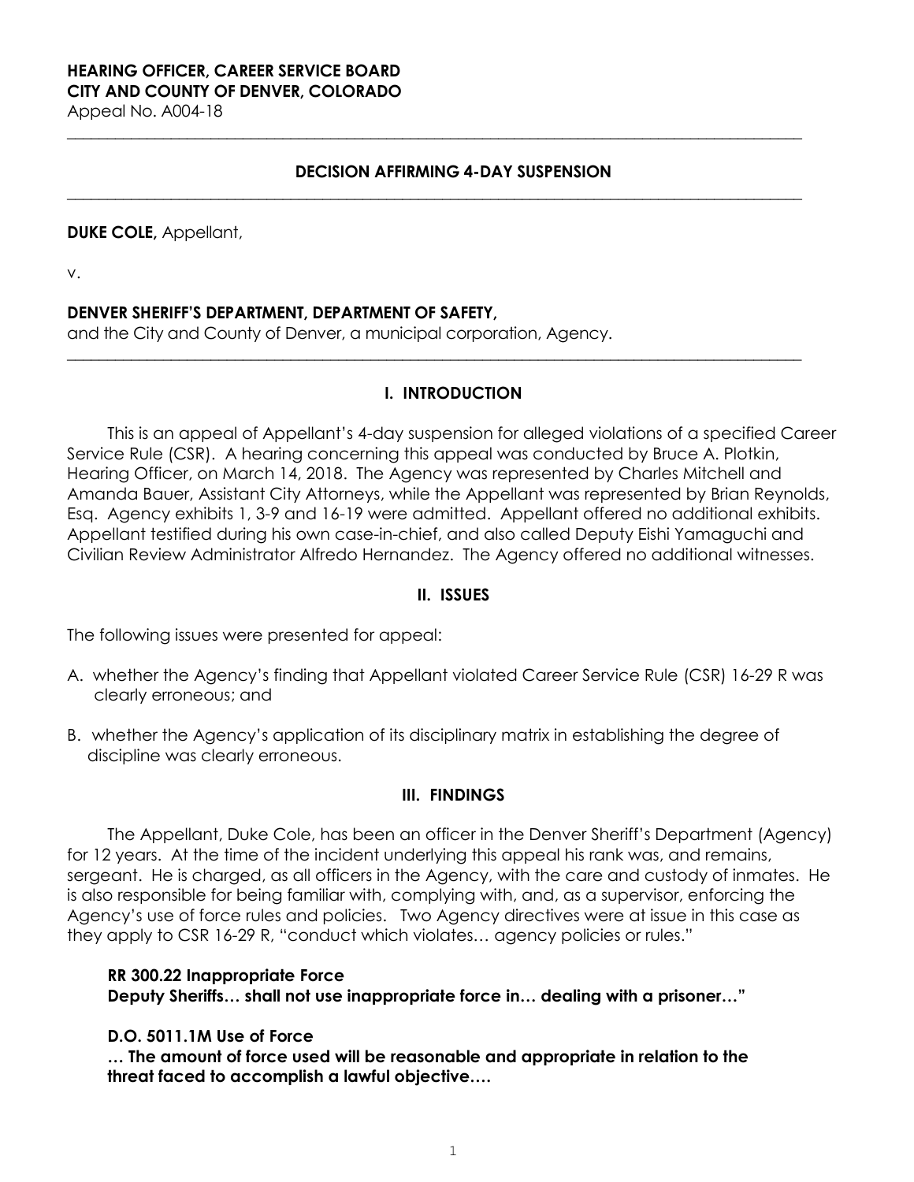**HEARING OFFICER, CAREER SERVICE BOARD**
**CITY AND COUNTY OF DENVER, COLORADO**
Appeal No. A004-18

---

**DECISION AFFIRMING 4-DAY SUSPENSION**

---

**DUKE COLE,** Appellant,

v.

**DENVER SHERIFF'S DEPARTMENT, DEPARTMENT OF SAFETY,**
and the City and County of Denver, a municipal corporation, Agency.

---

## I. INTRODUCTION

This is an appeal of Appellant's 4-day suspension for alleged violations of a specified Career Service Rule (CSR). A hearing concerning this appeal was conducted by Bruce A. Plotkin, Hearing Officer, on March 14, 2018. The Agency was represented by Charles Mitchell and Amanda Bauer, Assistant City Attorneys, while the Appellant was represented by Brian Reynolds, Esq. Agency exhibits 1, 3-9 and 16-19 were admitted. Appellant offered no additional exhibits. Appellant testified during his own case-in-chief, and also called Deputy Eishi Yamaguchi and Civilian Review Administrator Alfredo Hernandez. The Agency offered no additional witnesses.

## II. ISSUES

The following issues were presented for appeal:

A. whether the Agency's finding that Appellant violated Career Service Rule (CSR) 16-29 R was clearly erroneous; and

B. whether the Agency's application of its disciplinary matrix in establishing the degree of discipline was clearly erroneous.

## III. FINDINGS

The Appellant, Duke Cole, has been an officer in the Denver Sheriff's Department (Agency) for 12 years. At the time of the incident underlying this appeal his rank was, and remains, sergeant. He is charged, as all officers in the Agency, with the care and custody of inmates. He is also responsible for being familiar with, complying with, and, as a supervisor, enforcing the Agency's use of force rules and policies. Two Agency directives were at issue in this case as they apply to CSR 16-29 R, "conduct which violates… agency policies or rules."

**RR 300.22 Inappropriate Force**
**Deputy Sheriffs… shall not use inappropriate force in… dealing with a prisoner…"**

**D.O. 5011.1M Use of Force**
**… The amount of force used will be reasonable and appropriate in relation to the threat faced to accomplish a lawful objective….**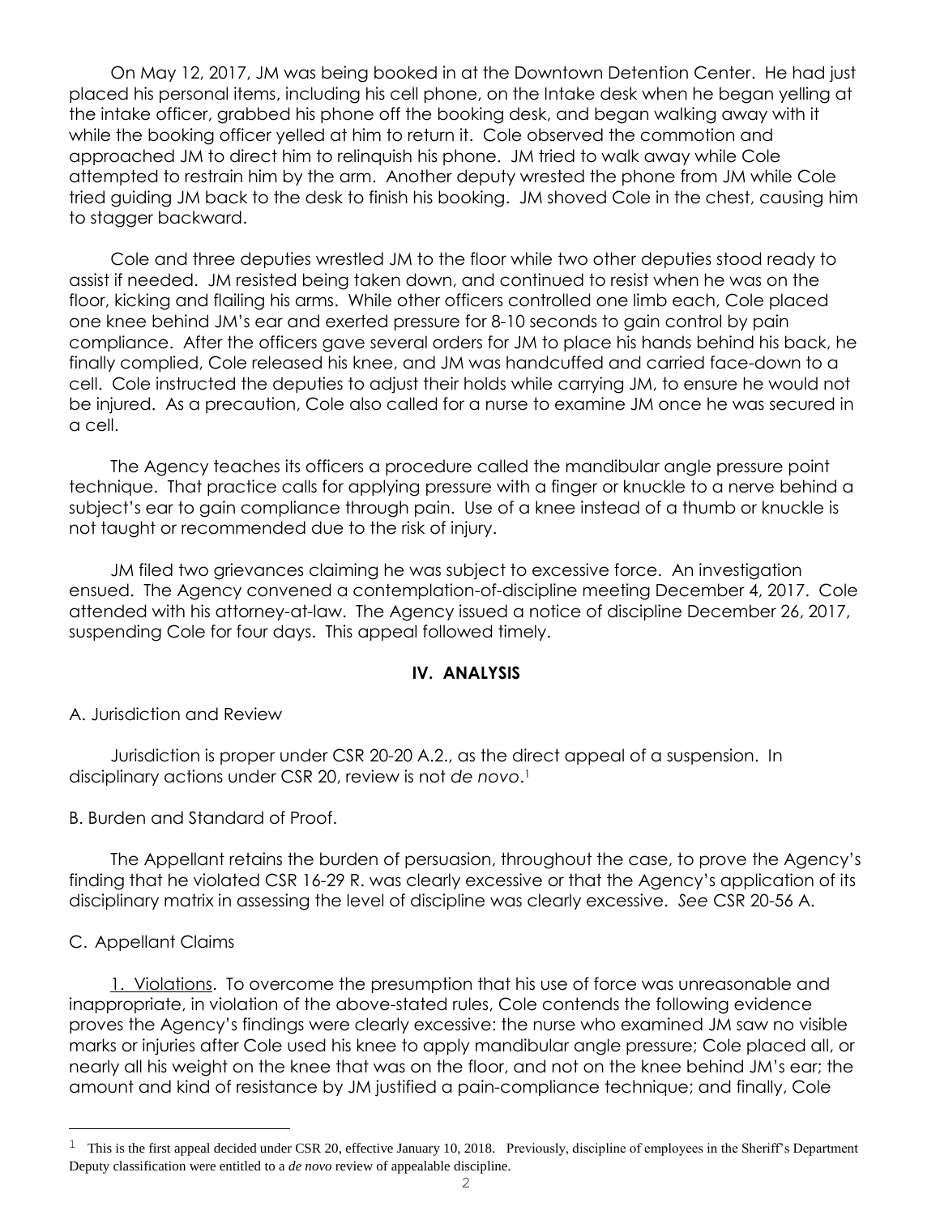On May 12, 2017, JM was being booked in at the Downtown Detention Center. He had just placed his personal items, including his cell phone, on the Intake desk when he began yelling at the intake officer, grabbed his phone off the booking desk, and began walking away with it while the booking officer yelled at him to return it. Cole observed the commotion and approached JM to direct him to relinquish his phone. JM tried to walk away while Cole attempted to restrain him by the arm. Another deputy wrested the phone from JM while Cole tried guiding JM back to the desk to finish his booking. JM shoved Cole in the chest, causing him to stagger backward.

Cole and three deputies wrestled JM to the floor while two other deputies stood ready to assist if needed. JM resisted being taken down, and continued to resist when he was on the floor, kicking and flailing his arms. While other officers controlled one limb each, Cole placed one knee behind JM's ear and exerted pressure for 8-10 seconds to gain control by pain compliance. After the officers gave several orders for JM to place his hands behind his back, he finally complied, Cole released his knee, and JM was handcuffed and carried face-down to a cell. Cole instructed the deputies to adjust their holds while carrying JM, to ensure he would not be injured. As a precaution, Cole also called for a nurse to examine JM once he was secured in a cell.

The Agency teaches its officers a procedure called the mandibular angle pressure point technique. That practice calls for applying pressure with a finger or knuckle to a nerve behind a subject's ear to gain compliance through pain. Use of a knee instead of a thumb or knuckle is not taught or recommended due to the risk of injury.

JM filed two grievances claiming he was subject to excessive force. An investigation ensued. The Agency convened a contemplation-of-discipline meeting December 4, 2017. Cole attended with his attorney-at-law. The Agency issued a notice of discipline December 26, 2017, suspending Cole for four days. This appeal followed timely.

## IV. ANALYSIS

A. Jurisdiction and Review

Jurisdiction is proper under CSR 20-20 A.2., as the direct appeal of a suspension. In disciplinary actions under CSR 20, review is not *de novo*.[1]

B. Burden and Standard of Proof.

The Appellant retains the burden of persuasion, throughout the case, to prove the Agency's finding that he violated CSR 16-29 R. was clearly excessive or that the Agency's application of its disciplinary matrix in assessing the level of discipline was clearly excessive. *See* CSR 20-56 A.

C. Appellant Claims

1. Violations. To overcome the presumption that his use of force was unreasonable and inappropriate, in violation of the above-stated rules, Cole contends the following evidence proves the Agency's findings were clearly excessive: the nurse who examined JM saw no visible marks or injuries after Cole used his knee to apply mandibular angle pressure; Cole placed all, or nearly all his weight on the knee that was on the floor, and not on the knee behind JM's ear; the amount and kind of resistance by JM justified a pain-compliance technique; and finally, Cole

---

[1] This is the first appeal decided under CSR 20, effective January 10, 2018. Previously, discipline of employees in the Sheriff's Department Deputy classification were entitled to a *de novo* review of appealable discipline.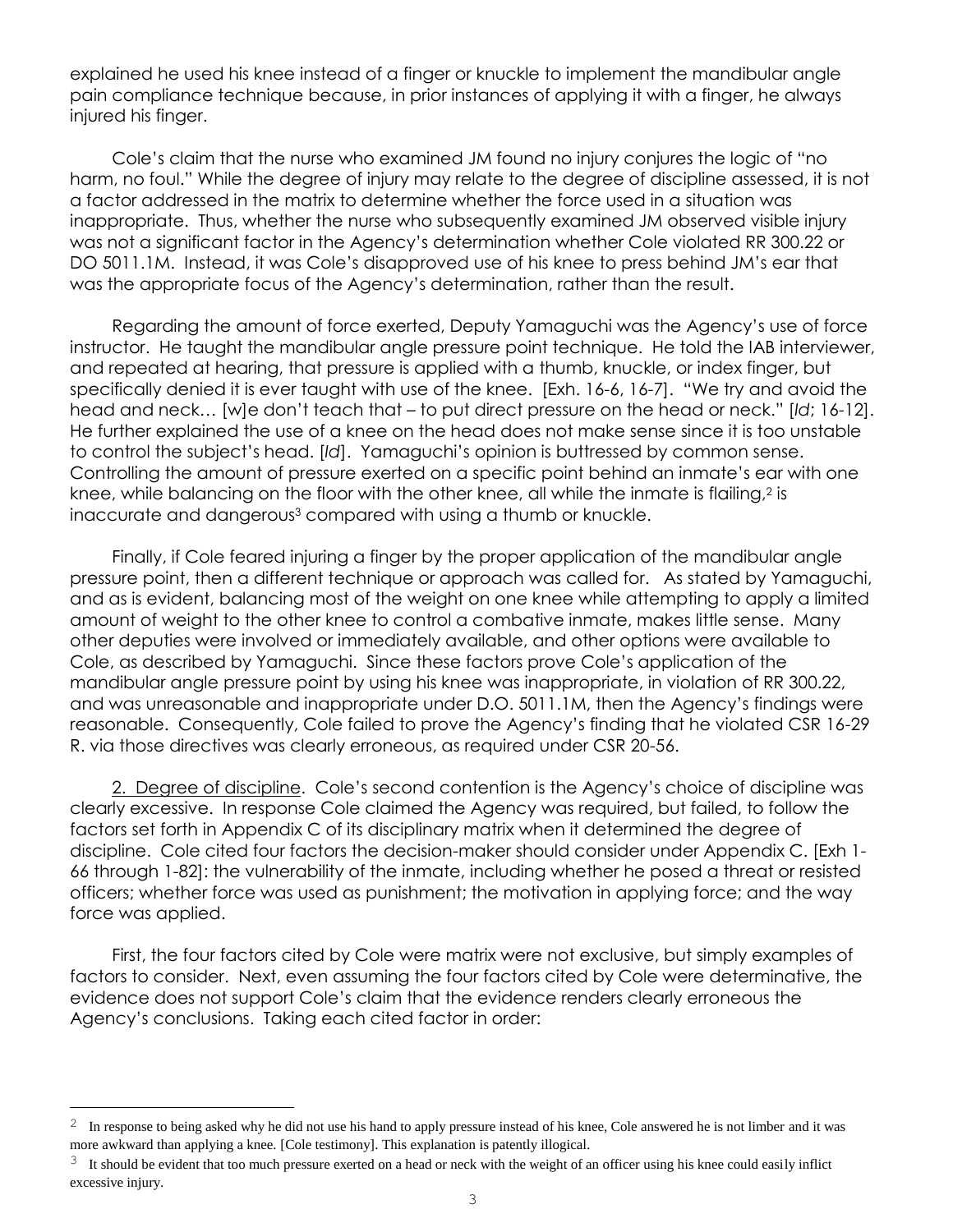explained he used his knee instead of a finger or knuckle to implement the mandibular angle pain compliance technique because, in prior instances of applying it with a finger, he always injured his finger.

Cole's claim that the nurse who examined JM found no injury conjures the logic of "no harm, no foul." While the degree of injury may relate to the degree of discipline assessed, it is not a factor addressed in the matrix to determine whether the force used in a situation was inappropriate. Thus, whether the nurse who subsequently examined JM observed visible injury was not a significant factor in the Agency's determination whether Cole violated RR 300.22 or DO 5011.1M. Instead, it was Cole's disapproved use of his knee to press behind JM's ear that was the appropriate focus of the Agency's determination, rather than the result.

Regarding the amount of force exerted, Deputy Yamaguchi was the Agency's use of force instructor. He taught the mandibular angle pressure point technique. He told the IAB interviewer, and repeated at hearing, that pressure is applied with a thumb, knuckle, or index finger, but specifically denied it is ever taught with use of the knee. [Exh. 16-6, 16-7]. "We try and avoid the head and neck… [w]e don't teach that – to put direct pressure on the head or neck." [*Id*; 16-12]. He further explained the use of a knee on the head does not make sense since it is too unstable to control the subject's head. [*Id*]. Yamaguchi's opinion is buttressed by common sense. Controlling the amount of pressure exerted on a specific point behind an inmate's ear with one knee, while balancing on the floor with the other knee, all while the inmate is flailing,[2] is inaccurate and dangerous[3] compared with using a thumb or knuckle.

Finally, if Cole feared injuring a finger by the proper application of the mandibular angle pressure point, then a different technique or approach was called for. As stated by Yamaguchi, and as is evident, balancing most of the weight on one knee while attempting to apply a limited amount of weight to the other knee to control a combative inmate, makes little sense. Many other deputies were involved or immediately available, and other options were available to Cole, as described by Yamaguchi. Since these factors prove Cole's application of the mandibular angle pressure point by using his knee was inappropriate, in violation of RR 300.22, and was unreasonable and inappropriate under D.O. 5011.1M, then the Agency's findings were reasonable. Consequently, Cole failed to prove the Agency's finding that he violated CSR 16-29 R. via those directives was clearly erroneous, as required under CSR 20-56.

2. Degree of discipline. Cole's second contention is the Agency's choice of discipline was clearly excessive. In response Cole claimed the Agency was required, but failed, to follow the factors set forth in Appendix C of its disciplinary matrix when it determined the degree of discipline. Cole cited four factors the decision-maker should consider under Appendix C. [Exh 1-66 through 1-82]: the vulnerability of the inmate, including whether he posed a threat or resisted officers; whether force was used as punishment; the motivation in applying force; and the way force was applied.

First, the four factors cited by Cole were matrix were not exclusive, but simply examples of factors to consider. Next, even assuming the four factors cited by Cole were determinative, the evidence does not support Cole's claim that the evidence renders clearly erroneous the Agency's conclusions. Taking each cited factor in order:

---

[2] In response to being asked why he did not use his hand to apply pressure instead of his knee, Cole answered he is not limber and it was more awkward than applying a knee. [Cole testimony]. This explanation is patently illogical.

[3] It should be evident that too much pressure exerted on a head or neck with the weight of an officer using his knee could easily inflict excessive injury.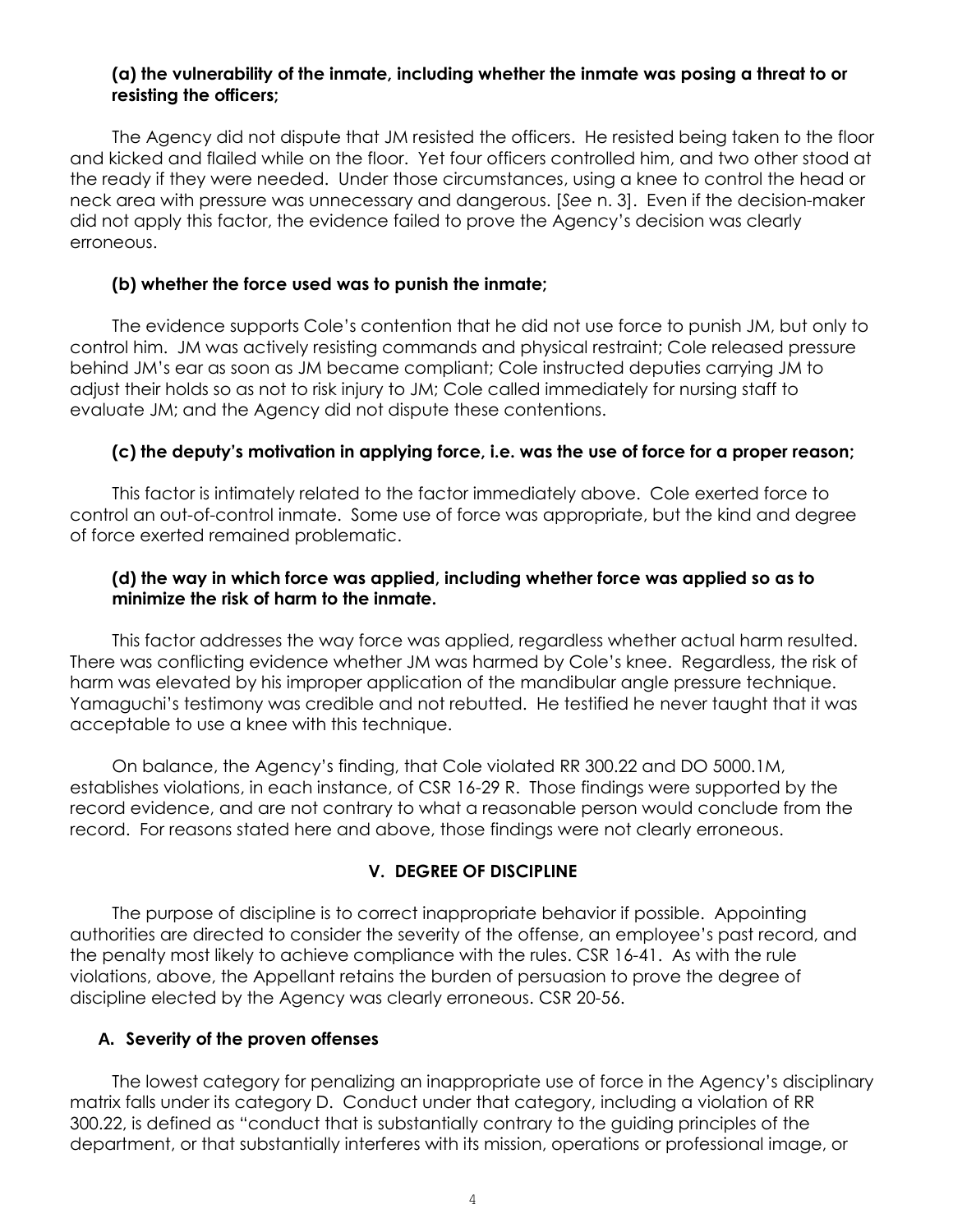### (a) the vulnerability of the inmate, including whether the inmate was posing a threat to or resisting the officers;

The Agency did not dispute that JM resisted the officers. He resisted being taken to the floor and kicked and flailed while on the floor. Yet four officers controlled him, and two other stood at the ready if they were needed. Under those circumstances, using a knee to control the head or neck area with pressure was unnecessary and dangerous. [*See* n. 3]. Even if the decision-maker did not apply this factor, the evidence failed to prove the Agency's decision was clearly erroneous.

### (b) whether the force used was to punish the inmate;

The evidence supports Cole's contention that he did not use force to punish JM, but only to control him. JM was actively resisting commands and physical restraint; Cole released pressure behind JM's ear as soon as JM became compliant; Cole instructed deputies carrying JM to adjust their holds so as not to risk injury to JM; Cole called immediately for nursing staff to evaluate JM; and the Agency did not dispute these contentions.

### (c) the deputy's motivation in applying force, i.e. was the use of force for a proper reason;

This factor is intimately related to the factor immediately above. Cole exerted force to control an out-of-control inmate. Some use of force was appropriate, but the kind and degree of force exerted remained problematic.

### (d) the way in which force was applied, including whether force was applied so as to minimize the risk of harm to the inmate.

This factor addresses the way force was applied, regardless whether actual harm resulted. There was conflicting evidence whether JM was harmed by Cole's knee. Regardless, the risk of harm was elevated by his improper application of the mandibular angle pressure technique. Yamaguchi's testimony was credible and not rebutted. He testified he never taught that it was acceptable to use a knee with this technique.

On balance, the Agency's finding, that Cole violated RR 300.22 and DO 5000.1M, establishes violations, in each instance, of CSR 16-29 R. Those findings were supported by the record evidence, and are not contrary to what a reasonable person would conclude from the record. For reasons stated here and above, those findings were not clearly erroneous.

## V. DEGREE OF DISCIPLINE

The purpose of discipline is to correct inappropriate behavior if possible. Appointing authorities are directed to consider the severity of the offense, an employee's past record, and the penalty most likely to achieve compliance with the rules. CSR 16-41. As with the rule violations, above, the Appellant retains the burden of persuasion to prove the degree of discipline elected by the Agency was clearly erroneous. CSR 20-56.

### A. Severity of the proven offenses

The lowest category for penalizing an inappropriate use of force in the Agency's disciplinary matrix falls under its category D. Conduct under that category, including a violation of RR 300.22, is defined as "conduct that is substantially contrary to the guiding principles of the department, or that substantially interferes with its mission, operations or professional image, or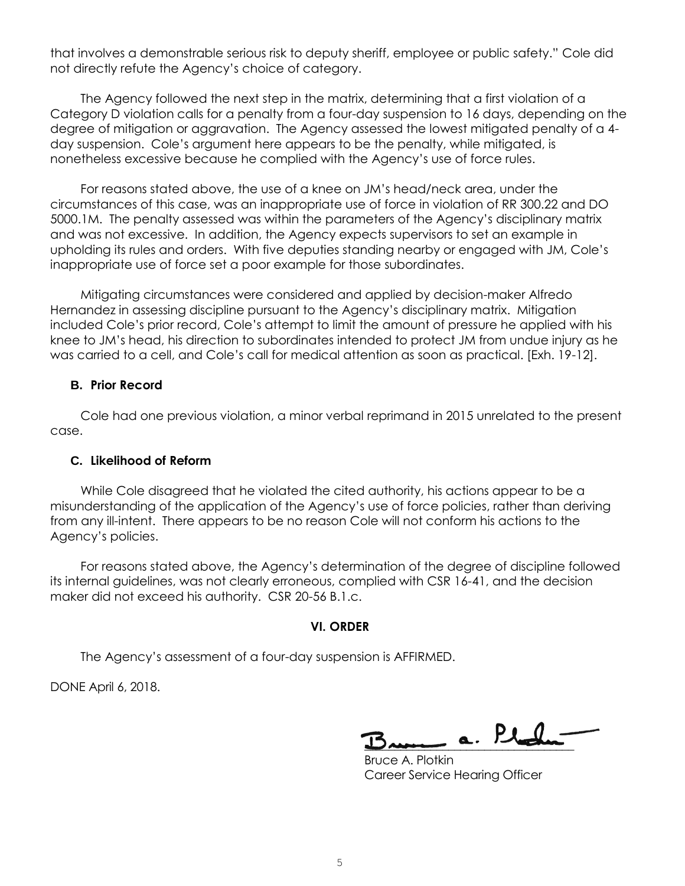that involves a demonstrable serious risk to deputy sheriff, employee or public safety." Cole did not directly refute the Agency's choice of category.

The Agency followed the next step in the matrix, determining that a first violation of a Category D violation calls for a penalty from a four-day suspension to 16 days, depending on the degree of mitigation or aggravation. The Agency assessed the lowest mitigated penalty of a 4-day suspension. Cole's argument here appears to be the penalty, while mitigated, is nonetheless excessive because he complied with the Agency's use of force rules.

For reasons stated above, the use of a knee on JM's head/neck area, under the circumstances of this case, was an inappropriate use of force in violation of RR 300.22 and DO 5000.1M. The penalty assessed was within the parameters of the Agency's disciplinary matrix and was not excessive. In addition, the Agency expects supervisors to set an example in upholding its rules and orders. With five deputies standing nearby or engaged with JM, Cole's inappropriate use of force set a poor example for those subordinates.

Mitigating circumstances were considered and applied by decision-maker Alfredo Hernandez in assessing discipline pursuant to the Agency's disciplinary matrix. Mitigation included Cole's prior record, Cole's attempt to limit the amount of pressure he applied with his knee to JM's head, his direction to subordinates intended to protect JM from undue injury as he was carried to a cell, and Cole's call for medical attention as soon as practical. [Exh. 19-12].

### B. Prior Record

Cole had one previous violation, a minor verbal reprimand in 2015 unrelated to the present case.

### C. Likelihood of Reform

While Cole disagreed that he violated the cited authority, his actions appear to be a misunderstanding of the application of the Agency's use of force policies, rather than deriving from any ill-intent. There appears to be no reason Cole will not conform his actions to the Agency's policies.

For reasons stated above, the Agency's determination of the degree of discipline followed its internal guidelines, was not clearly erroneous, complied with CSR 16-41, and the decision maker did not exceed his authority. CSR 20-56 B.1.c.

## VI. ORDER

The Agency's assessment of a four-day suspension is AFFIRMED.

DONE April 6, 2018.

Bruce A. Plotkin
Career Service Hearing Officer